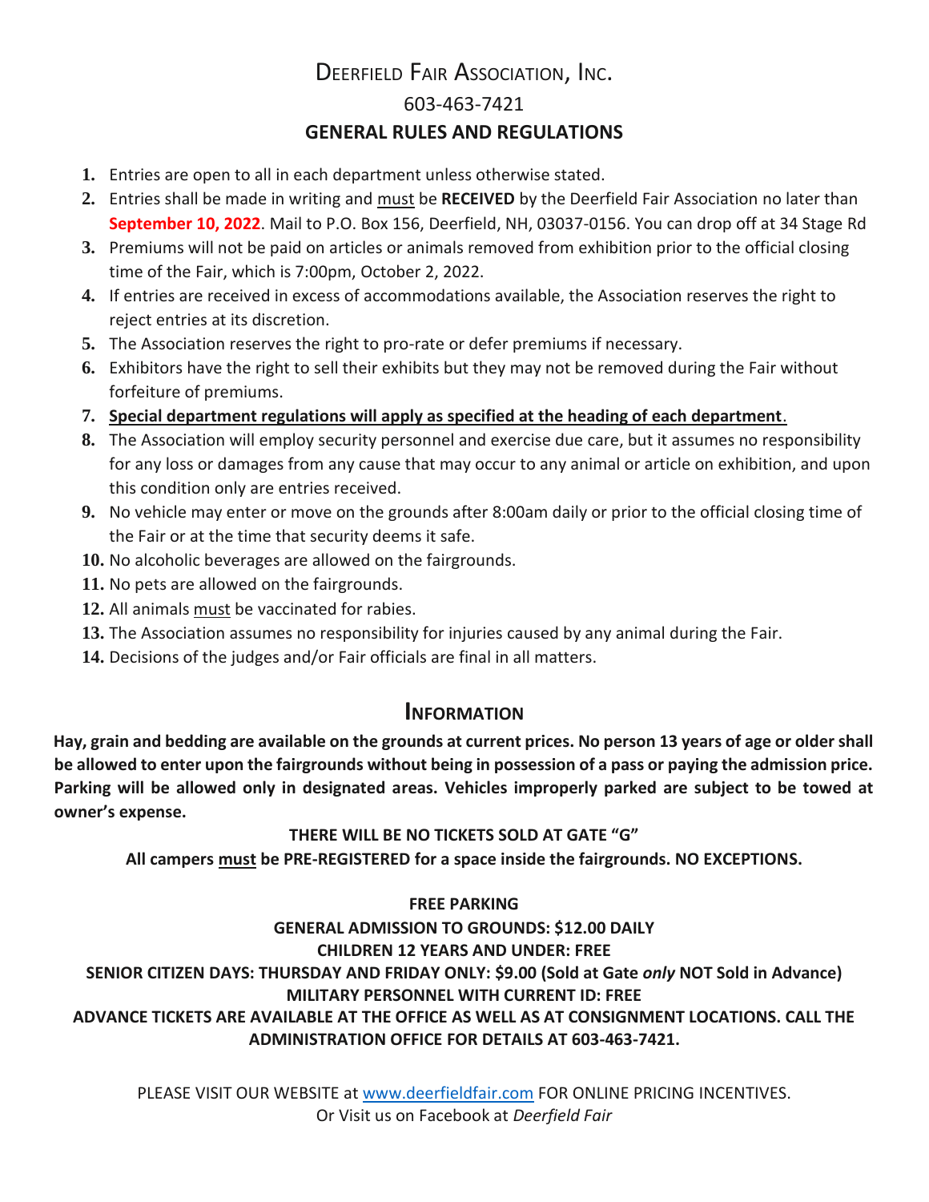# Deerfield Fair Association, Inc.

603-463-7421

## GENERAL RULES AND REGULATIONS

1. Entries are open to all in each department unless otherwise stated.
2. Entries shall be made in writing and must be **RECEIVED** by the Deerfield Fair Association no later than **September 10, 2022**. Mail to P.O. Box 156, Deerfield, NH, 03037-0156. You can drop off at 34 Stage Rd
3. Premiums will not be paid on articles or animals removed from exhibition prior to the official closing time of the Fair, which is 7:00pm, October 2, 2022.
4. If entries are received in excess of accommodations available, the Association reserves the right to reject entries at its discretion.
5. The Association reserves the right to pro-rate or defer premiums if necessary.
6. Exhibitors have the right to sell their exhibits but they may not be removed during the Fair without forfeiture of premiums.
7. **Special department regulations will apply as specified at the heading of each department**.
8. The Association will employ security personnel and exercise due care, but it assumes no responsibility for any loss or damages from any cause that may occur to any animal or article on exhibition, and upon this condition only are entries received.
9. No vehicle may enter or move on the grounds after 8:00am daily or prior to the official closing time of the Fair or at the time that security deems it safe.
10. No alcoholic beverages are allowed on the fairgrounds.
11. No pets are allowed on the fairgrounds.
12. All animals must be vaccinated for rabies.
13. The Association assumes no responsibility for injuries caused by any animal during the Fair.
14. Decisions of the judges and/or Fair officials are final in all matters.

## Information

**Hay, grain and bedding are available on the grounds at current prices. No person 13 years of age or older shall be allowed to enter upon the fairgrounds without being in possession of a pass or paying the admission price. Parking will be allowed only in designated areas. Vehicles improperly parked are subject to be towed at owner's expense.**

**THERE WILL BE NO TICKETS SOLD AT GATE "G"**

**All campers must be PRE-REGISTERED for a space inside the fairgrounds. NO EXCEPTIONS.**

**FREE PARKING**

**GENERAL ADMISSION TO GROUNDS: $12.00 DAILY**

**CHILDREN 12 YEARS AND UNDER: FREE**

**SENIOR CITIZEN DAYS: THURSDAY AND FRIDAY ONLY: $9.00 (Sold at Gate *only* NOT Sold in Advance)**

**MILITARY PERSONNEL WITH CURRENT ID: FREE**

**ADVANCE TICKETS ARE AVAILABLE AT THE OFFICE AS WELL AS AT CONSIGNMENT LOCATIONS. CALL THE ADMINISTRATION OFFICE FOR DETAILS AT 603-463-7421.**

PLEASE VISIT OUR WEBSITE at www.deerfieldfair.com FOR ONLINE PRICING INCENTIVES.
Or Visit us on Facebook at *Deerfield Fair*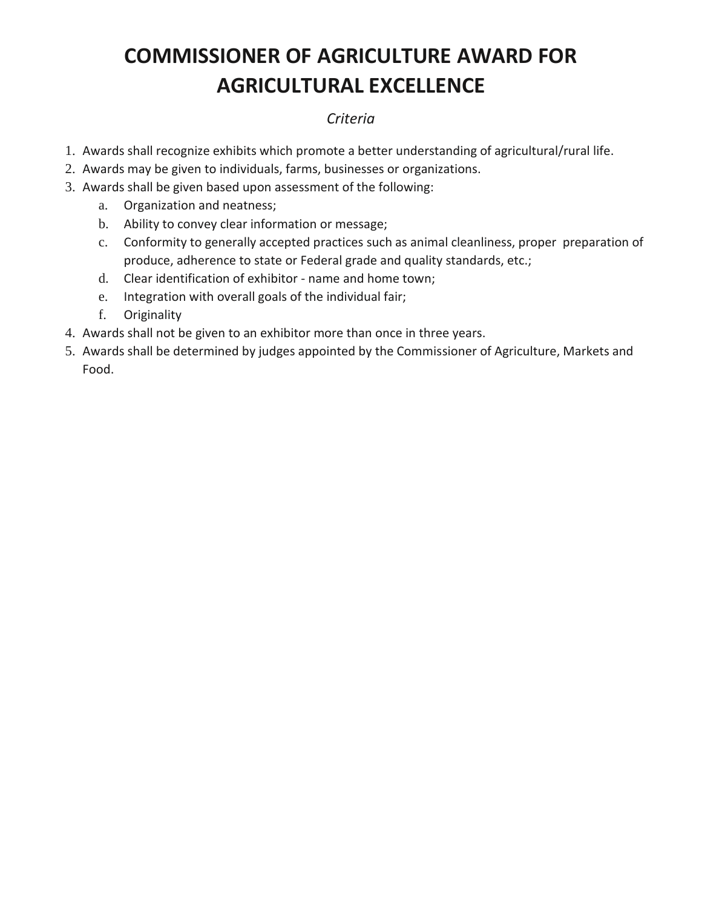# COMMISSIONER OF AGRICULTURE AWARD FOR AGRICULTURAL EXCELLENCE

*Criteria*

1. Awards shall recognize exhibits which promote a better understanding of agricultural/rural life.
2. Awards may be given to individuals, farms, businesses or organizations.
3. Awards shall be given based upon assessment of the following:
   a. Organization and neatness;
   b. Ability to convey clear information or message;
   c. Conformity to generally accepted practices such as animal cleanliness, proper preparation of produce, adherence to state or Federal grade and quality standards, etc.;
   d. Clear identification of exhibitor - name and home town;
   e. Integration with overall goals of the individual fair;
   f. Originality
4. Awards shall not be given to an exhibitor more than once in three years.
5. Awards shall be determined by judges appointed by the Commissioner of Agriculture, Markets and Food.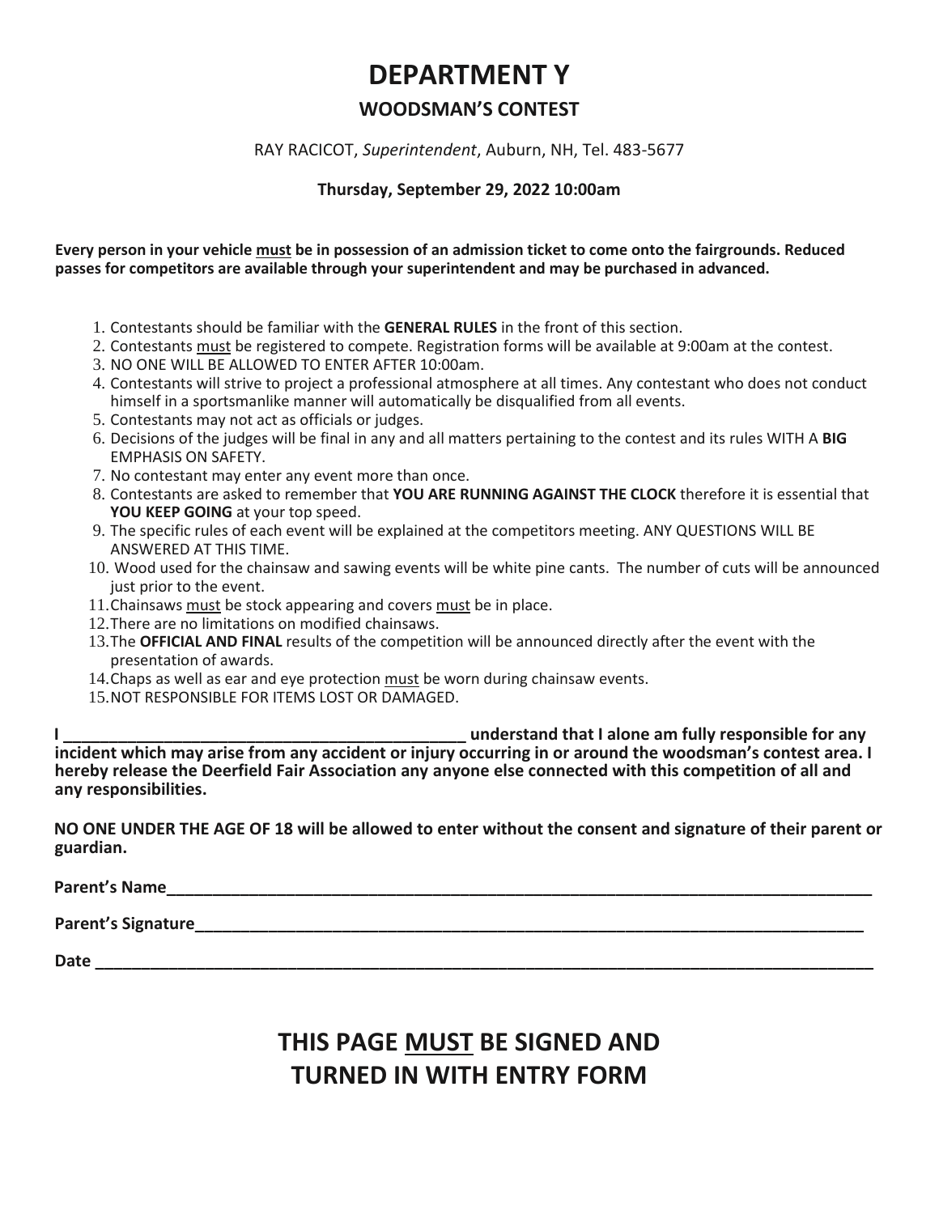# DEPARTMENT Y

## WOODSMAN'S CONTEST

RAY RACICOT, *Superintendent*, Auburn, NH, Tel. 483-5677

**Thursday, September 29, 2022 10:00am**

**Every person in your vehicle <u>must</u> be in possession of an admission ticket to come onto the fairgrounds. Reduced passes for competitors are available through your superintendent and may be purchased in advanced.**

1. Contestants should be familiar with the **GENERAL RULES** in the front of this section.
2. Contestants <u>must</u> be registered to compete. Registration forms will be available at 9:00am at the contest.
3. NO ONE WILL BE ALLOWED TO ENTER AFTER 10:00am.
4. Contestants will strive to project a professional atmosphere at all times. Any contestant who does not conduct himself in a sportsmanlike manner will automatically be disqualified from all events.
5. Contestants may not act as officials or judges.
6. Decisions of the judges will be final in any and all matters pertaining to the contest and its rules WITH A **BIG** EMPHASIS ON SAFETY.
7. No contestant may enter any event more than once.
8. Contestants are asked to remember that **YOU ARE RUNNING AGAINST THE CLOCK** therefore it is essential that **YOU KEEP GOING** at your top speed.
9. The specific rules of each event will be explained at the competitors meeting. ANY QUESTIONS WILL BE ANSWERED AT THIS TIME.
10. Wood used for the chainsaw and sawing events will be white pine cants. The number of cuts will be announced just prior to the event.
11. Chainsaws <u>must</u> be stock appearing and covers <u>must</u> be in place.
12. There are no limitations on modified chainsaws.
13. The **OFFICIAL AND FINAL** results of the competition will be announced directly after the event with the presentation of awards.
14. Chaps as well as ear and eye protection <u>must</u> be worn during chainsaw events.
15. NOT RESPONSIBLE FOR ITEMS LOST OR DAMAGED.

**I _______________________________________________ understand that I alone am fully responsible for any incident which may arise from any accident or injury occurring in or around the woodsman's contest area. I hereby release the Deerfield Fair Association any anyone else connected with this competition of all and any responsibilities.**

**NO ONE UNDER THE AGE OF 18 will be allowed to enter without the consent and signature of their parent or guardian.**

**Parent's Name**_______________________________________________

**Parent's Signature**_______________________________________________

**Date** _______________________________________________

## THIS PAGE <u>MUST</u> BE SIGNED AND TURNED IN WITH ENTRY FORM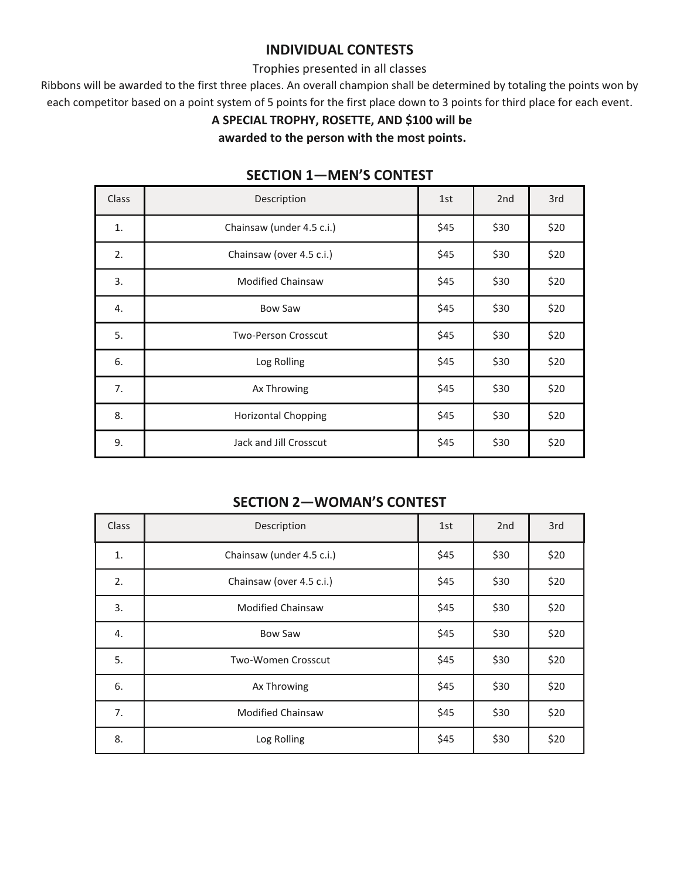# INDIVIDUAL CONTESTS

Trophies presented in all classes

Ribbons will be awarded to the first three places. An overall champion shall be determined by totaling the points won by each competitor based on a point system of 5 points for the first place down to 3 points for third place for each event.

**A SPECIAL TROPHY, ROSETTE, AND $100 will be awarded to the person with the most points.**

## SECTION 1—MEN'S CONTEST

| Class | Description | 1st | 2nd | 3rd |
|---|---|---|---|---|
| 1. | Chainsaw (under 4.5 c.i.) | $45 | $30 | $20 |
| 2. | Chainsaw (over 4.5 c.i.) | $45 | $30 | $20 |
| 3. | Modified Chainsaw | $45 | $30 | $20 |
| 4. | Bow Saw | $45 | $30 | $20 |
| 5. | Two-Person Crosscut | $45 | $30 | $20 |
| 6. | Log Rolling | $45 | $30 | $20 |
| 7. | Ax Throwing | $45 | $30 | $20 |
| 8. | Horizontal Chopping | $45 | $30 | $20 |
| 9. | Jack and Jill Crosscut | $45 | $30 | $20 |

## SECTION 2—WOMAN'S CONTEST

| Class | Description | 1st | 2nd | 3rd |
|---|---|---|---|---|
| 1. | Chainsaw (under 4.5 c.i.) | $45 | $30 | $20 |
| 2. | Chainsaw (over 4.5 c.i.) | $45 | $30 | $20 |
| 3. | Modified Chainsaw | $45 | $30 | $20 |
| 4. | Bow Saw | $45 | $30 | $20 |
| 5. | Two-Women Crosscut | $45 | $30 | $20 |
| 6. | Ax Throwing | $45 | $30 | $20 |
| 7. | Modified Chainsaw | $45 | $30 | $20 |
| 8. | Log Rolling | $45 | $30 | $20 |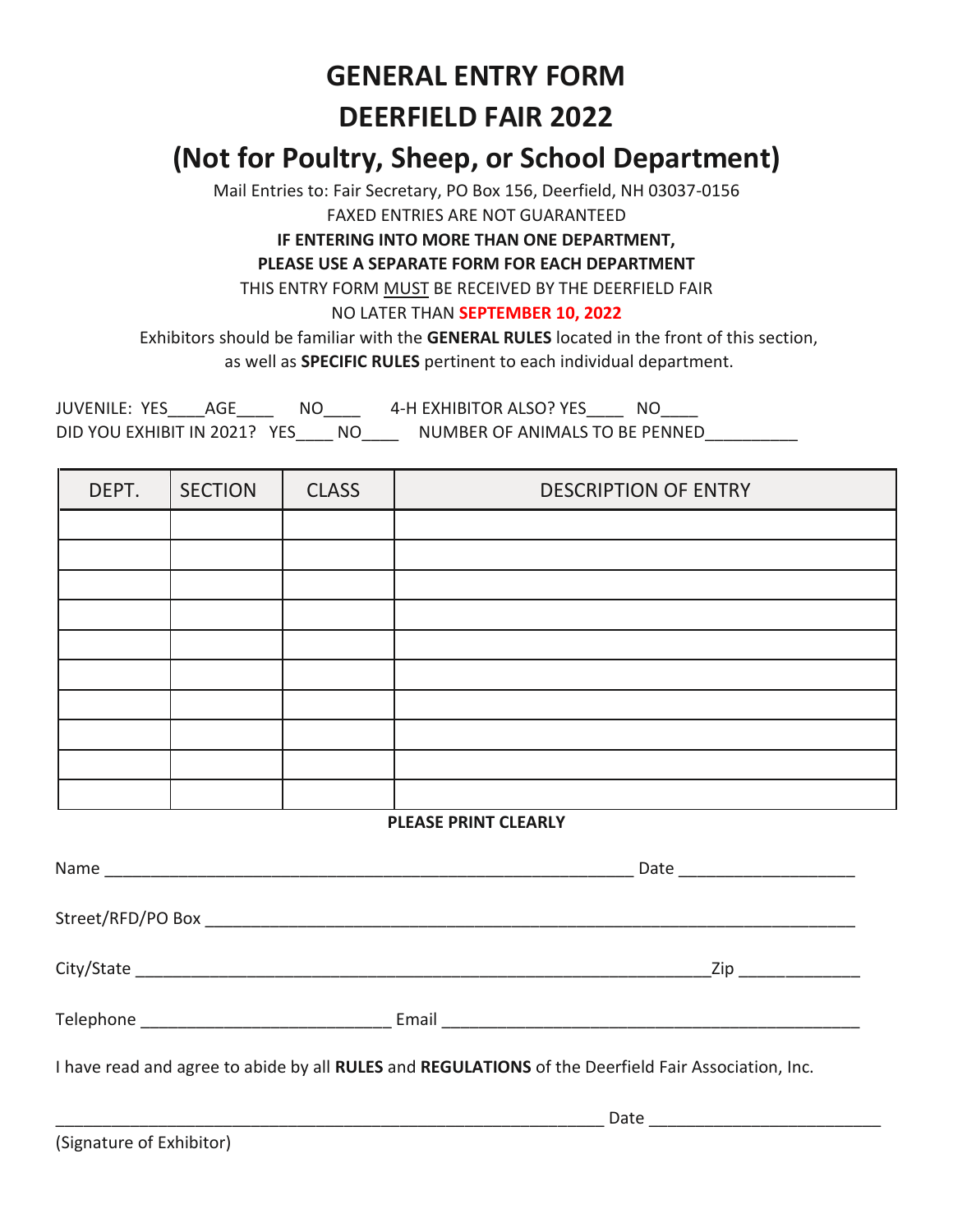# GENERAL ENTRY FORM

# DEERFIELD FAIR 2022

## (Not for Poultry, Sheep, or School Department)

Mail Entries to: Fair Secretary, PO Box 156, Deerfield, NH 03037-0156

FAXED ENTRIES ARE NOT GUARANTEED

**IF ENTERING INTO MORE THAN ONE DEPARTMENT,**

**PLEASE USE A SEPARATE FORM FOR EACH DEPARTMENT**

THIS ENTRY FORM MUST BE RECEIVED BY THE DEERFIELD FAIR

NO LATER THAN **SEPTEMBER 10, 2022**

Exhibitors should be familiar with the **GENERAL RULES** located in the front of this section, as well as **SPECIFIC RULES** pertinent to each individual department.

JUVENILE: YES____AGE____ NO____ 4-H EXHIBITOR ALSO? YES____ NO____

DID YOU EXHIBIT IN 2021? YES____ NO____ NUMBER OF ANIMALS TO BE PENNED__________

| DEPT. | SECTION | CLASS | DESCRIPTION OF ENTRY |
|---|---|---|---|
| | | | |
| | | | |
| | | | |
| | | | |
| | | | |
| | | | |
| | | | |
| | | | |
| | | | |
| | | | |

**PLEASE PRINT CLEARLY**

Name ____________________________________________________________ Date ___________________

Street/RFD/PO Box ________________________________________________________________________

City/State ________________________________________________________________Zip _____________

Telephone ___________________________ Email ______________________________________________

I have read and agree to abide by all **RULES** and **REGULATIONS** of the Deerfield Fair Association, Inc.

_____________________________________________________________ Date _________________________

(Signature of Exhibitor)